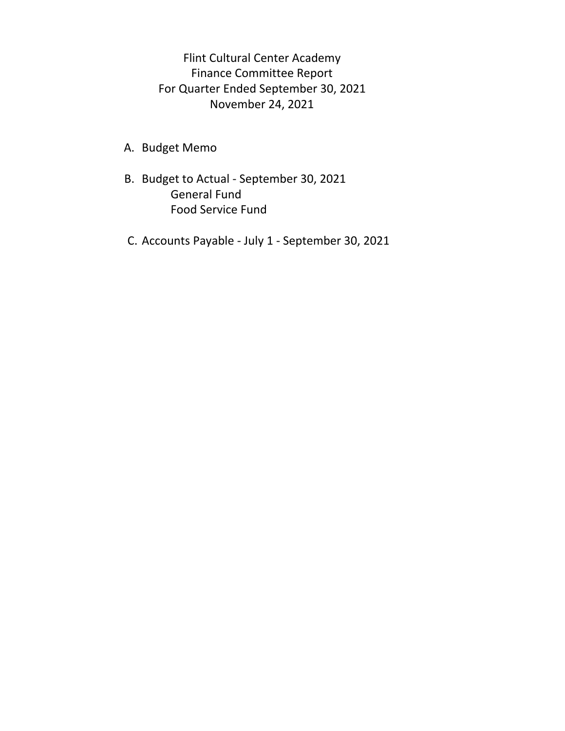# Flint Cultural Center Academy
## Finance Committee Report
## For Quarter Ended September 30, 2021
## November 24, 2021

A. Budget Memo

B. Budget to Actual - September 30, 2021
   - General Fund
   - Food Service Fund

C. Accounts Payable - July 1 - September 30, 2021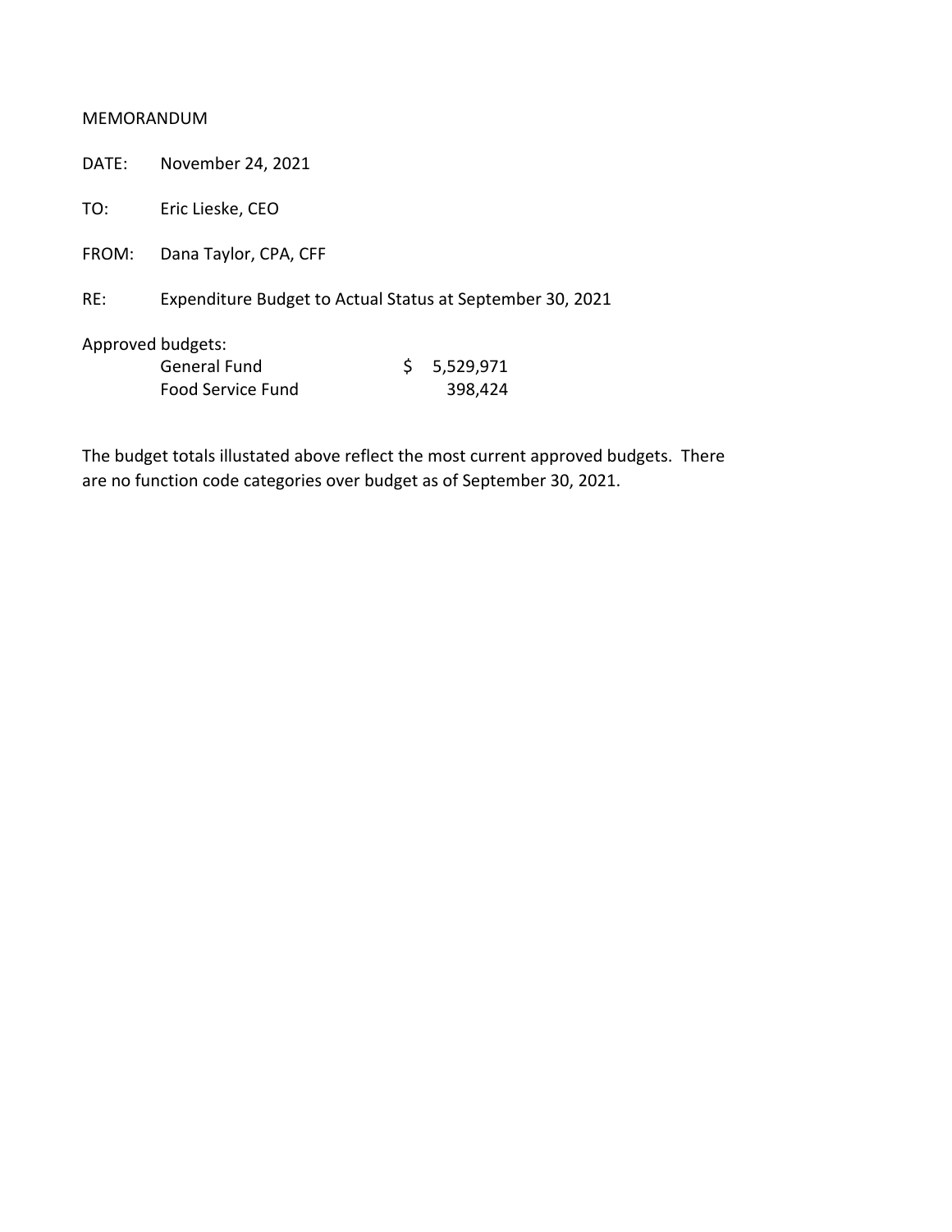MEMORANDUM

DATE: November 24, 2021

TO: Eric Lieske, CEO

FROM: Dana Taylor, CPA, CFF

RE: Expenditure Budget to Actual Status at September 30, 2021

Approved budgets:

| | |
|---|---|
| General Fund | $ 5,529,971 |
| Food Service Fund | 398,424 |

The budget totals illustated above reflect the most current approved budgets. There are no function code categories over budget as of September 30, 2021.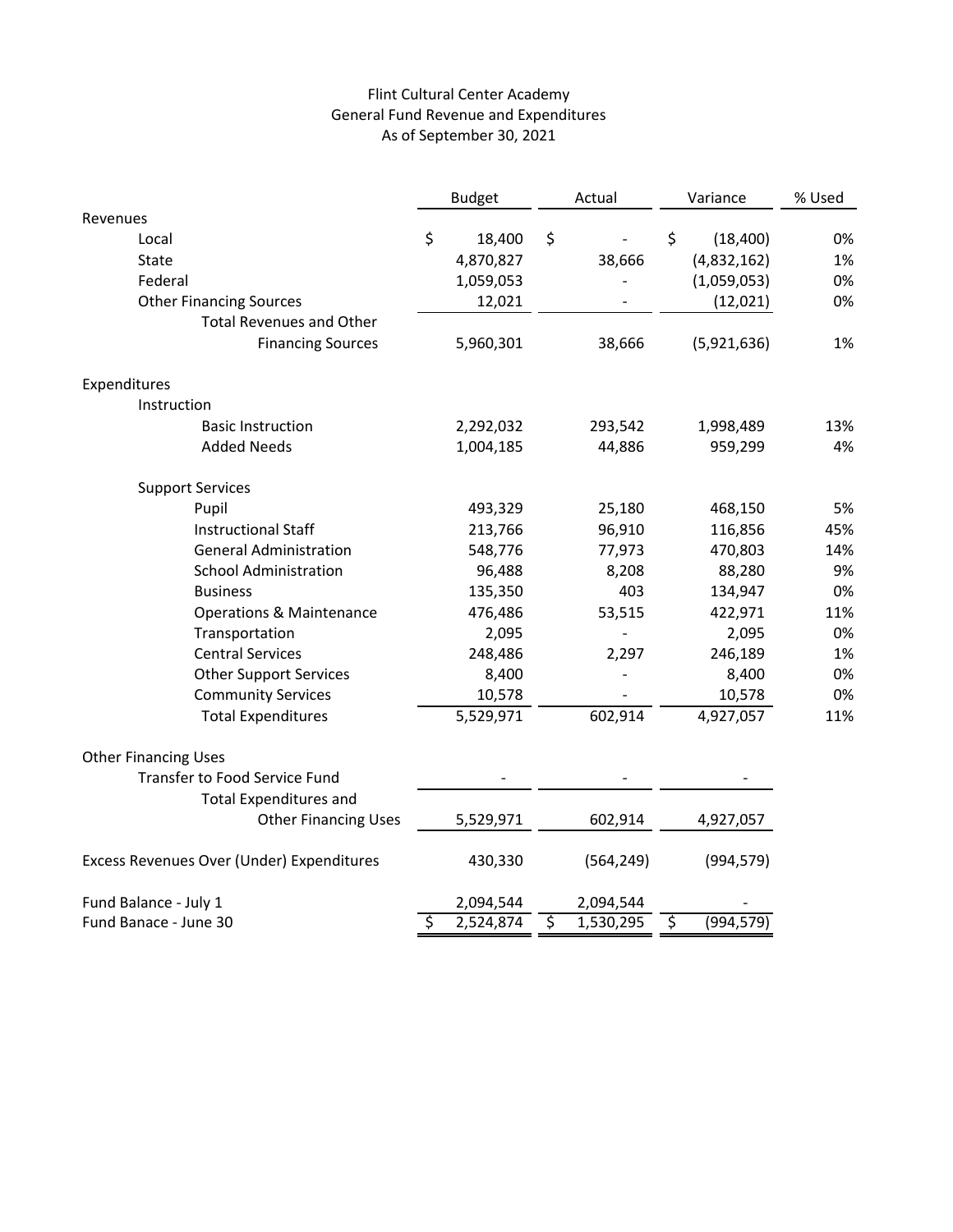# Flint Cultural Center Academy
## General Fund Revenue and Expenditures
### As of September 30, 2021

| | Budget | Actual | Variance | % Used |
|---|---|---|---|---|
| **Revenues** | | | | |
| Local | $ 18,400 | $ - | $ (18,400) | 0% |
| State | 4,870,827 | 38,666 | (4,832,162) | 1% |
| Federal | 1,059,053 | - | (1,059,053) | 0% |
| Other Financing Sources | 12,021 | - | (12,021) | 0% |
| Total Revenues and Other Financing Sources | 5,960,301 | 38,666 | (5,921,636) | 1% |
| **Expenditures** | | | | |
| Instruction | | | | |
| Basic Instruction | 2,292,032 | 293,542 | 1,998,489 | 13% |
| Added Needs | 1,004,185 | 44,886 | 959,299 | 4% |
| Support Services | | | | |
| Pupil | 493,329 | 25,180 | 468,150 | 5% |
| Instructional Staff | 213,766 | 96,910 | 116,856 | 45% |
| General Administration | 548,776 | 77,973 | 470,803 | 14% |
| School Administration | 96,488 | 8,208 | 88,280 | 9% |
| Business | 135,350 | 403 | 134,947 | 0% |
| Operations & Maintenance | 476,486 | 53,515 | 422,971 | 11% |
| Transportation | 2,095 | - | 2,095 | 0% |
| Central Services | 248,486 | 2,297 | 246,189 | 1% |
| Other Support Services | 8,400 | - | 8,400 | 0% |
| Community Services | 10,578 | - | 10,578 | 0% |
| Total Expenditures | 5,529,971 | 602,914 | 4,927,057 | 11% |
| **Other Financing Uses** | | | | |
| Transfer to Food Service Fund | - | - | - | |
| Total Expenditures and Other Financing Uses | 5,529,971 | 602,914 | 4,927,057 | |
| Excess Revenues Over (Under) Expenditures | 430,330 | (564,249) | (994,579) | |
| Fund Balance - July 1 | 2,094,544 | 2,094,544 | - | |
| Fund Banace - June 30 | $ 2,524,874 | $ 1,530,295 | $ (994,579) | |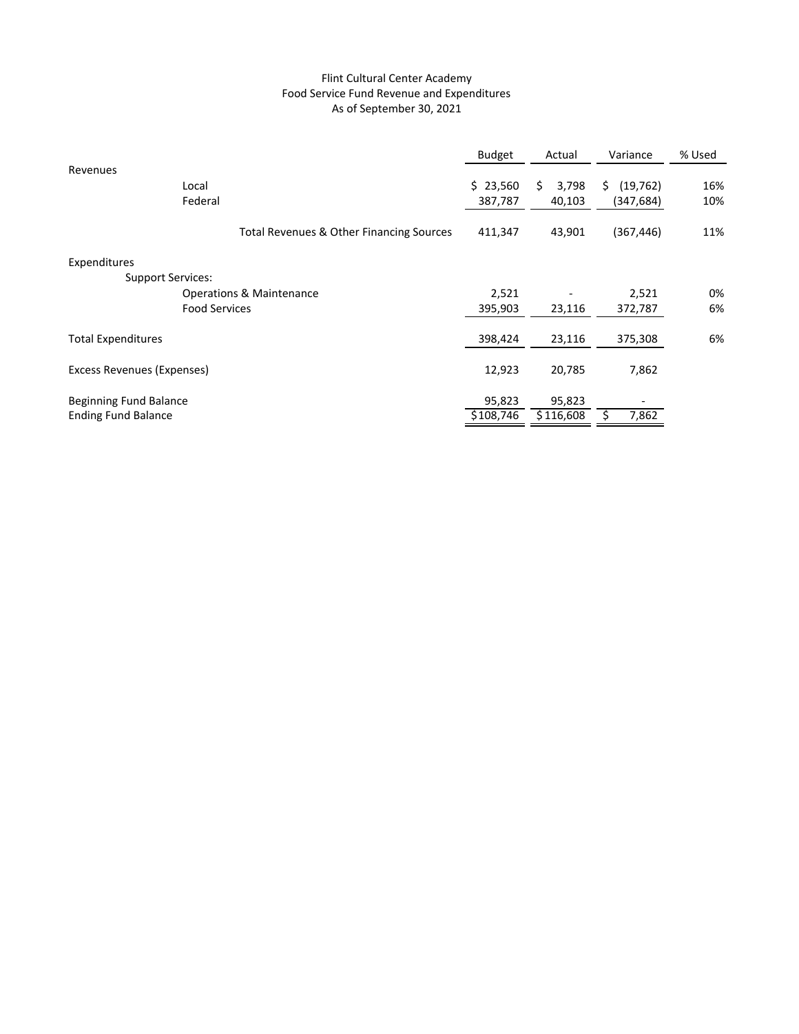Flint Cultural Center Academy
Food Service Fund Revenue and Expenditures
As of September 30, 2021

| | Budget | Actual | Variance | % Used |
|---|---|---|---|---|
| Revenues | | | | |
| Local | $ 23,560 | $ 3,798 | $ (19,762) | 16% |
| Federal | 387,787 | 40,103 | (347,684) | 10% |
| Total Revenues & Other Financing Sources | 411,347 | 43,901 | (367,446) | 11% |
| Expenditures | | | | |
| Support Services: | | | | |
| Operations & Maintenance | 2,521 | - | 2,521 | 0% |
| Food Services | 395,903 | 23,116 | 372,787 | 6% |
| Total Expenditures | 398,424 | 23,116 | 375,308 | 6% |
| Excess Revenues (Expenses) | 12,923 | 20,785 | 7,862 | |
| Beginning Fund Balance | 95,823 | 95,823 | - | |
| Ending Fund Balance | $108,746 | $116,608 | $ 7,862 | |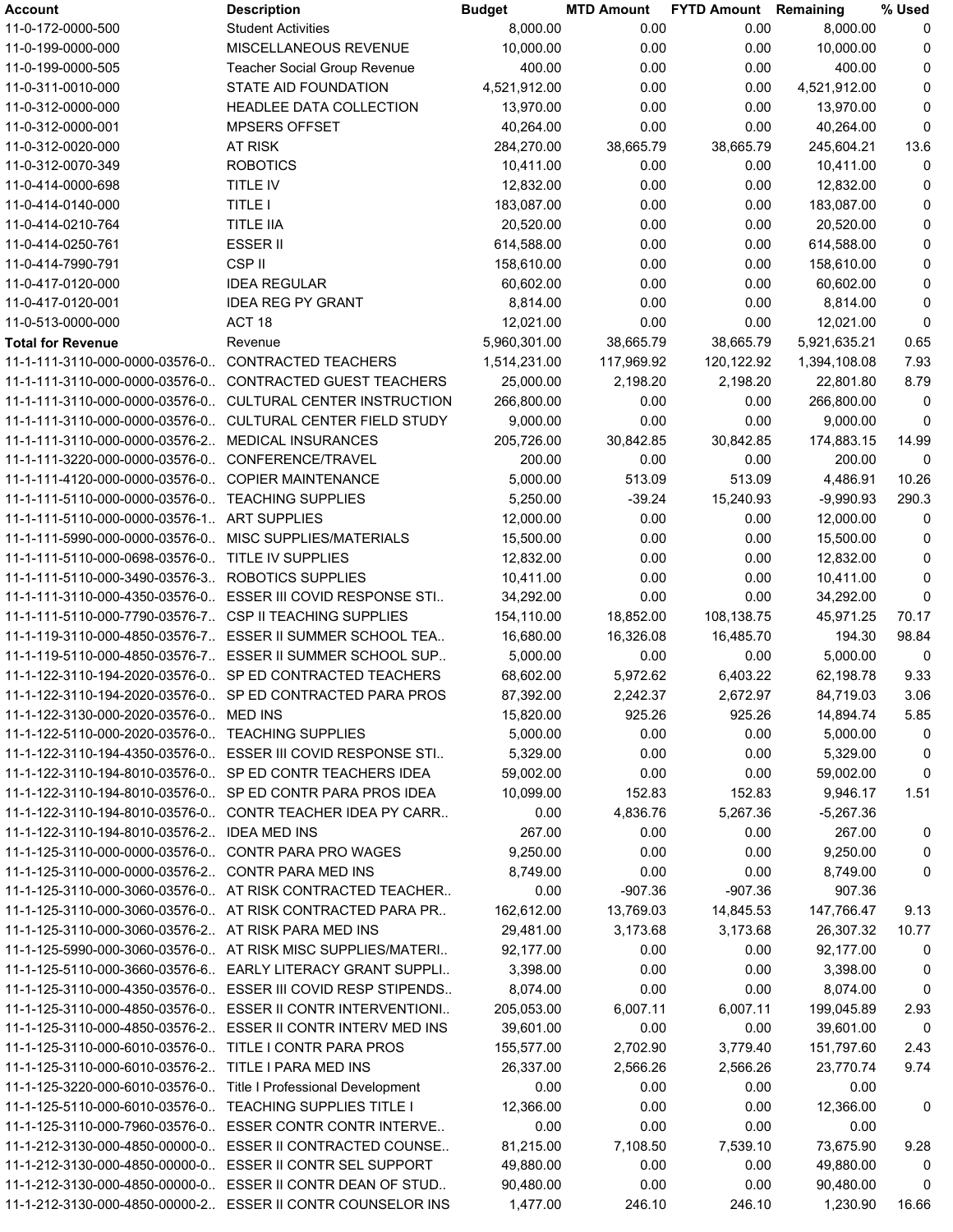| Account | Description | Budget | MTD Amount | FYTD Amount | Remaining | % Used |
|---|---|---|---|---|---|---|
| 11-0-172-0000-500 | Student Activities | 8,000.00 | 0.00 | 0.00 | 8,000.00 | 0 |
| 11-0-199-0000-000 | MISCELLANEOUS REVENUE | 10,000.00 | 0.00 | 0.00 | 10,000.00 | 0 |
| 11-0-199-0000-505 | Teacher Social Group Revenue | 400.00 | 0.00 | 0.00 | 400.00 | 0 |
| 11-0-311-0010-000 | STATE AID FOUNDATION | 4,521,912.00 | 0.00 | 0.00 | 4,521,912.00 | 0 |
| 11-0-312-0000-000 | HEADLEE DATA COLLECTION | 13,970.00 | 0.00 | 0.00 | 13,970.00 | 0 |
| 11-0-312-0000-001 | MPSERS OFFSET | 40,264.00 | 0.00 | 0.00 | 40,264.00 | 0 |
| 11-0-312-0020-000 | AT RISK | 284,270.00 | 38,665.79 | 38,665.79 | 245,604.21 | 13.6 |
| 11-0-312-0070-349 | ROBOTICS | 10,411.00 | 0.00 | 0.00 | 10,411.00 | 0 |
| 11-0-414-0000-698 | TITLE IV | 12,832.00 | 0.00 | 0.00 | 12,832.00 | 0 |
| 11-0-414-0140-000 | TITLE I | 183,087.00 | 0.00 | 0.00 | 183,087.00 | 0 |
| 11-0-414-0210-764 | TITLE IIA | 20,520.00 | 0.00 | 0.00 | 20,520.00 | 0 |
| 11-0-414-0250-761 | ESSER II | 614,588.00 | 0.00 | 0.00 | 614,588.00 | 0 |
| 11-0-414-7990-791 | CSP II | 158,610.00 | 0.00 | 0.00 | 158,610.00 | 0 |
| 11-0-417-0120-000 | IDEA REGULAR | 60,602.00 | 0.00 | 0.00 | 60,602.00 | 0 |
| 11-0-417-0120-001 | IDEA REG PY GRANT | 8,814.00 | 0.00 | 0.00 | 8,814.00 | 0 |
| 11-0-513-0000-000 | ACT 18 | 12,021.00 | 0.00 | 0.00 | 12,021.00 | 0 |
| **Total for Revenue** | Revenue | 5,960,301.00 | 38,665.79 | 38,665.79 | 5,921,635.21 | 0.65 |
| 11-1-111-3110-000-0000-03576-0.. | CONTRACTED TEACHERS | 1,514,231.00 | 117,969.92 | 120,122.92 | 1,394,108.08 | 7.93 |
| 11-1-111-3110-000-0000-03576-0.. | CONTRACTED GUEST TEACHERS | 25,000.00 | 2,198.20 | 2,198.20 | 22,801.80 | 8.79 |
| 11-1-111-3110-000-0000-03576-0.. | CULTURAL CENTER INSTRUCTION | 266,800.00 | 0.00 | 0.00 | 266,800.00 | 0 |
| 11-1-111-3110-000-0000-03576-0.. | CULTURAL CENTER FIELD STUDY | 9,000.00 | 0.00 | 0.00 | 9,000.00 | 0 |
| 11-1-111-3110-000-0000-03576-2.. | MEDICAL INSURANCES | 205,726.00 | 30,842.85 | 30,842.85 | 174,883.15 | 14.99 |
| 11-1-111-3220-000-0000-03576-0.. | CONFERENCE/TRAVEL | 200.00 | 0.00 | 0.00 | 200.00 | 0 |
| 11-1-111-4120-000-0000-03576-0.. | COPIER MAINTENANCE | 5,000.00 | 513.09 | 513.09 | 4,486.91 | 10.26 |
| 11-1-111-5110-000-0000-03576-0.. | TEACHING SUPPLIES | 5,250.00 | -39.24 | 15,240.93 | -9,990.93 | 290.3 |
| 11-1-111-5110-000-0000-03576-1.. | ART SUPPLIES | 12,000.00 | 0.00 | 0.00 | 12,000.00 | 0 |
| 11-1-111-5990-000-0000-03576-0.. | MISC SUPPLIES/MATERIALS | 15,500.00 | 0.00 | 0.00 | 15,500.00 | 0 |
| 11-1-111-5110-000-0698-03576-0.. | TITLE IV SUPPLIES | 12,832.00 | 0.00 | 0.00 | 12,832.00 | 0 |
| 11-1-111-5110-000-3490-03576-3.. | ROBOTICS SUPPLIES | 10,411.00 | 0.00 | 0.00 | 10,411.00 | 0 |
| 11-1-111-3110-000-4350-03576-0.. | ESSER III COVID RESPONSE STI.. | 34,292.00 | 0.00 | 0.00 | 34,292.00 | 0 |
| 11-1-111-5110-000-7790-03576-7.. | CSP II TEACHING SUPPLIES | 154,110.00 | 18,852.00 | 108,138.75 | 45,971.25 | 70.17 |
| 11-1-119-3110-000-4850-03576-7.. | ESSER II SUMMER SCHOOL TEA.. | 16,680.00 | 16,326.08 | 16,485.70 | 194.30 | 98.84 |
| 11-1-119-5110-000-4850-03576-7.. | ESSER II SUMMER SCHOOL SUP.. | 5,000.00 | 0.00 | 0.00 | 5,000.00 | 0 |
| 11-1-122-3110-194-2020-03576-0.. | SP ED CONTRACTED TEACHERS | 68,602.00 | 5,972.62 | 6,403.22 | 62,198.78 | 9.33 |
| 11-1-122-3110-194-2020-03576-0.. | SP ED CONTRACTED PARA PROS | 87,392.00 | 2,242.37 | 2,672.97 | 84,719.03 | 3.06 |
| 11-1-122-3130-000-2020-03576-0.. | MED INS | 15,820.00 | 925.26 | 925.26 | 14,894.74 | 5.85 |
| 11-1-122-5110-000-2020-03576-0.. | TEACHING SUPPLIES | 5,000.00 | 0.00 | 0.00 | 5,000.00 | 0 |
| 11-1-122-3110-194-4350-03576-0.. | ESSER III COVID RESPONSE STI.. | 5,329.00 | 0.00 | 0.00 | 5,329.00 | 0 |
| 11-1-122-3110-194-8010-03576-0.. | SP ED CONTR TEACHERS IDEA | 59,002.00 | 0.00 | 0.00 | 59,002.00 | 0 |
| 11-1-122-3110-194-8010-03576-0.. | SP ED CONTR PARA PROS IDEA | 10,099.00 | 152.83 | 152.83 | 9,946.17 | 1.51 |
| 11-1-122-3110-194-8010-03576-0.. | CONTR TEACHER IDEA PY CARR.. | 0.00 | 4,836.76 | 5,267.36 | -5,267.36 | |
| 11-1-122-3110-194-8010-03576-2.. | IDEA MED INS | 267.00 | 0.00 | 0.00 | 267.00 | 0 |
| 11-1-125-3110-000-0000-03576-0.. | CONTR PARA PRO WAGES | 9,250.00 | 0.00 | 0.00 | 9,250.00 | 0 |
| 11-1-125-3110-000-0000-03576-2.. | CONTR PARA MED INS | 8,749.00 | 0.00 | 0.00 | 8,749.00 | 0 |
| 11-1-125-3110-000-3060-03576-0.. | AT RISK CONTRACTED TEACHER.. | 0.00 | -907.36 | -907.36 | 907.36 | |
| 11-1-125-3110-000-3060-03576-0.. | AT RISK CONTRACTED PARA PR.. | 162,612.00 | 13,769.03 | 14,845.53 | 147,766.47 | 9.13 |
| 11-1-125-3110-000-3060-03576-2.. | AT RISK PARA MED INS | 29,481.00 | 3,173.68 | 3,173.68 | 26,307.32 | 10.77 |
| 11-1-125-5990-000-3060-03576-0.. | AT RISK MISC SUPPLIES/MATERI.. | 92,177.00 | 0.00 | 0.00 | 92,177.00 | 0 |
| 11-1-125-5110-000-3660-03576-6.. | EARLY LITERACY GRANT SUPPLI.. | 3,398.00 | 0.00 | 0.00 | 3,398.00 | 0 |
| 11-1-125-3110-000-4350-03576-0.. | ESSER III COVID RESP STIPENDS.. | 8,074.00 | 0.00 | 0.00 | 8,074.00 | 0 |
| 11-1-125-3110-000-4850-03576-0.. | ESSER II CONTR INTERVENTIONI.. | 205,053.00 | 6,007.11 | 6,007.11 | 199,045.89 | 2.93 |
| 11-1-125-3110-000-4850-03576-2.. | ESSER II CONTR INTERV MED INS | 39,601.00 | 0.00 | 0.00 | 39,601.00 | 0 |
| 11-1-125-3110-000-6010-03576-0.. | TITLE I CONTR PARA PROS | 155,577.00 | 2,702.90 | 3,779.40 | 151,797.60 | 2.43 |
| 11-1-125-3110-000-6010-03576-2.. | TITLE I PARA MED INS | 26,337.00 | 2,566.26 | 2,566.26 | 23,770.74 | 9.74 |
| 11-1-125-3220-000-6010-03576-0.. | Title I Professional Development | 0.00 | 0.00 | 0.00 | 0.00 | |
| 11-1-125-5110-000-6010-03576-0.. | TEACHING SUPPLIES TITLE I | 12,366.00 | 0.00 | 0.00 | 12,366.00 | 0 |
| 11-1-125-3110-000-7960-03576-0.. | ESSER CONTR CONTR INTERVE.. | 0.00 | 0.00 | 0.00 | 0.00 | |
| 11-1-212-3130-000-4850-00000-0.. | ESSER II CONTRACTED COUNSE.. | 81,215.00 | 7,108.50 | 7,539.10 | 73,675.90 | 9.28 |
| 11-1-212-3130-000-4850-00000-0.. | ESSER II CONTR SEL SUPPORT | 49,880.00 | 0.00 | 0.00 | 49,880.00 | 0 |
| 11-1-212-3130-000-4850-00000-0.. | ESSER II CONTR DEAN OF STUD.. | 90,480.00 | 0.00 | 0.00 | 90,480.00 | 0 |
| 11-1-212-3130-000-4850-00000-2.. | ESSER II CONTR COUNSELOR INS | 1,477.00 | 246.10 | 246.10 | 1,230.90 | 16.66 |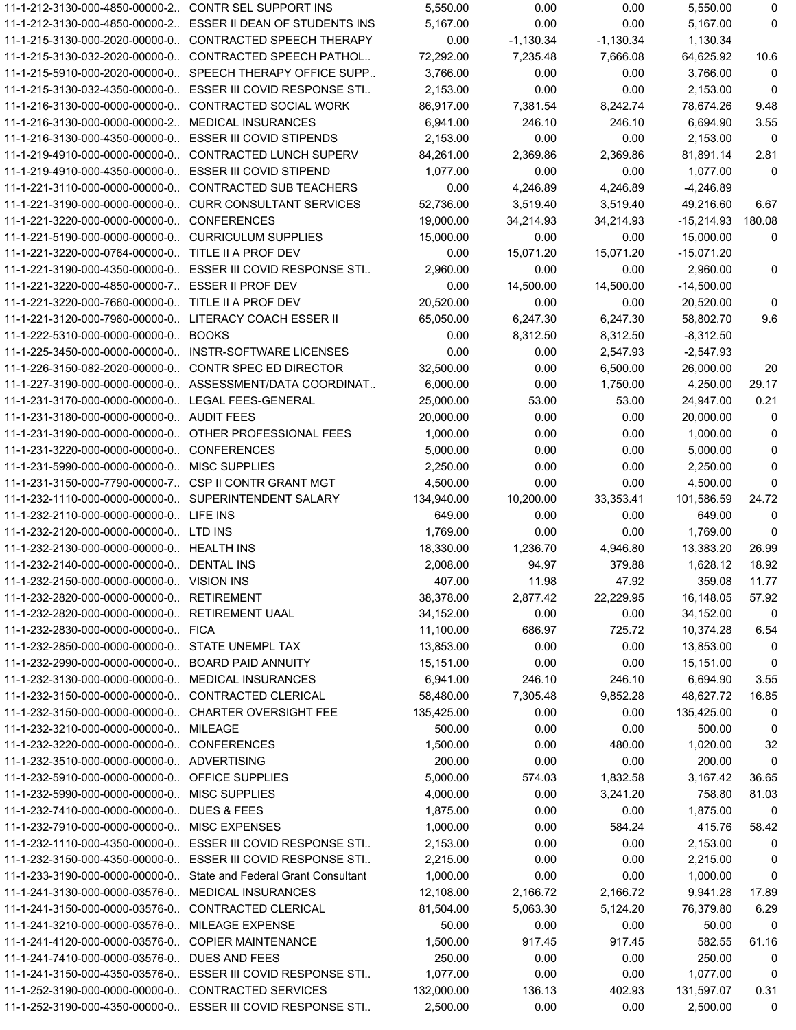| | | | | | | |
|---|---|---|---|---|---|---|
| 11-1-212-3130-000-4850-00000-2.. | CONTR SEL SUPPORT INS | 5,550.00 | 0.00 | 0.00 | 5,550.00 | 0 |
| 11-1-212-3130-000-4850-00000-2.. | ESSER II DEAN OF STUDENTS INS | 5,167.00 | 0.00 | 0.00 | 5,167.00 | 0 |
| 11-1-215-3130-000-2020-00000-0.. | CONTRACTED SPEECH THERAPY | 0.00 | -1,130.34 | -1,130.34 | 1,130.34 | |
| 11-1-215-3130-032-2020-00000-0.. | CONTRACTED SPEECH PATHOL.. | 72,292.00 | 7,235.48 | 7,666.08 | 64,625.92 | 10.6 |
| 11-1-215-5910-000-2020-00000-0.. | SPEECH THERAPY OFFICE SUPP.. | 3,766.00 | 0.00 | 0.00 | 3,766.00 | 0 |
| 11-1-215-3130-032-4350-00000-0.. | ESSER III COVID RESPONSE STI.. | 2,153.00 | 0.00 | 0.00 | 2,153.00 | 0 |
| 11-1-216-3130-000-0000-00000-0.. | CONTRACTED SOCIAL WORK | 86,917.00 | 7,381.54 | 8,242.74 | 78,674.26 | 9.48 |
| 11-1-216-3130-000-0000-00000-2.. | MEDICAL INSURANCES | 6,941.00 | 246.10 | 246.10 | 6,694.90 | 3.55 |
| 11-1-216-3130-000-4350-00000-0.. | ESSER III COVID STIPENDS | 2,153.00 | 0.00 | 0.00 | 2,153.00 | 0 |
| 11-1-219-4910-000-0000-00000-0.. | CONTRACTED LUNCH SUPERV | 84,261.00 | 2,369.86 | 2,369.86 | 81,891.14 | 2.81 |
| 11-1-219-4910-000-4350-00000-0.. | ESSER III COVID STIPEND | 1,077.00 | 0.00 | 0.00 | 1,077.00 | 0 |
| 11-1-221-3110-000-0000-00000-0.. | CONTRACTED SUB TEACHERS | 0.00 | 4,246.89 | 4,246.89 | -4,246.89 | |
| 11-1-221-3190-000-0000-00000-0.. | CURR CONSULTANT SERVICES | 52,736.00 | 3,519.40 | 3,519.40 | 49,216.60 | 6.67 |
| 11-1-221-3220-000-0000-00000-0.. | CONFERENCES | 19,000.00 | 34,214.93 | 34,214.93 | -15,214.93 | 180.08 |
| 11-1-221-5190-000-0000-00000-0.. | CURRICULUM SUPPLIES | 15,000.00 | 0.00 | 0.00 | 15,000.00 | 0 |
| 11-1-221-3220-000-0764-00000-0.. | TITLE II A PROF DEV | 0.00 | 15,071.20 | 15,071.20 | -15,071.20 | |
| 11-1-221-3190-000-4350-00000-0.. | ESSER III COVID RESPONSE STI.. | 2,960.00 | 0.00 | 0.00 | 2,960.00 | 0 |
| 11-1-221-3220-000-4850-00000-7.. | ESSER II PROF DEV | 0.00 | 14,500.00 | 14,500.00 | -14,500.00 | |
| 11-1-221-3220-000-7660-00000-0.. | TITLE II A PROF DEV | 20,520.00 | 0.00 | 0.00 | 20,520.00 | 0 |
| 11-1-221-3120-000-7960-00000-0.. | LITERACY COACH ESSER II | 65,050.00 | 6,247.30 | 6,247.30 | 58,802.70 | 9.6 |
| 11-1-222-5310-000-0000-00000-0.. | BOOKS | 0.00 | 8,312.50 | 8,312.50 | -8,312.50 | |
| 11-1-225-3450-000-0000-00000-0.. | INSTR-SOFTWARE LICENSES | 0.00 | 0.00 | 2,547.93 | -2,547.93 | |
| 11-1-226-3150-082-2020-00000-0.. | CONTR SPEC ED DIRECTOR | 32,500.00 | 0.00 | 6,500.00 | 26,000.00 | 20 |
| 11-1-227-3190-000-0000-00000-0.. | ASSESSMENT/DATA COORDINAT.. | 6,000.00 | 0.00 | 1,750.00 | 4,250.00 | 29.17 |
| 11-1-231-3170-000-0000-00000-0.. | LEGAL FEES-GENERAL | 25,000.00 | 53.00 | 53.00 | 24,947.00 | 0.21 |
| 11-1-231-3180-000-0000-00000-0.. | AUDIT FEES | 20,000.00 | 0.00 | 0.00 | 20,000.00 | 0 |
| 11-1-231-3190-000-0000-00000-0.. | OTHER PROFESSIONAL FEES | 1,000.00 | 0.00 | 0.00 | 1,000.00 | 0 |
| 11-1-231-3220-000-0000-00000-0.. | CONFERENCES | 5,000.00 | 0.00 | 0.00 | 5,000.00 | 0 |
| 11-1-231-5990-000-0000-00000-0.. | MISC SUPPLIES | 2,250.00 | 0.00 | 0.00 | 2,250.00 | 0 |
| 11-1-231-3150-000-7790-00000-7.. | CSP II CONTR GRANT MGT | 4,500.00 | 0.00 | 0.00 | 4,500.00 | 0 |
| 11-1-232-1110-000-0000-00000-0.. | SUPERINTENDENT SALARY | 134,940.00 | 10,200.00 | 33,353.41 | 101,586.59 | 24.72 |
| 11-1-232-2110-000-0000-00000-0.. | LIFE INS | 649.00 | 0.00 | 0.00 | 649.00 | 0 |
| 11-1-232-2120-000-0000-00000-0.. | LTD INS | 1,769.00 | 0.00 | 0.00 | 1,769.00 | 0 |
| 11-1-232-2130-000-0000-00000-0.. | HEALTH INS | 18,330.00 | 1,236.70 | 4,946.80 | 13,383.20 | 26.99 |
| 11-1-232-2140-000-0000-00000-0.. | DENTAL INS | 2,008.00 | 94.97 | 379.88 | 1,628.12 | 18.92 |
| 11-1-232-2150-000-0000-00000-0.. | VISION INS | 407.00 | 11.98 | 47.92 | 359.08 | 11.77 |
| 11-1-232-2820-000-0000-00000-0.. | RETIREMENT | 38,378.00 | 2,877.42 | 22,229.95 | 16,148.05 | 57.92 |
| 11-1-232-2820-000-0000-00000-0.. | RETIREMENT UAAL | 34,152.00 | 0.00 | 0.00 | 34,152.00 | 0 |
| 11-1-232-2830-000-0000-00000-0.. | FICA | 11,100.00 | 686.97 | 725.72 | 10,374.28 | 6.54 |
| 11-1-232-2850-000-0000-00000-0.. | STATE UNEMPL TAX | 13,853.00 | 0.00 | 0.00 | 13,853.00 | 0 |
| 11-1-232-2990-000-0000-00000-0.. | BOARD PAID ANNUITY | 15,151.00 | 0.00 | 0.00 | 15,151.00 | 0 |
| 11-1-232-3130-000-0000-00000-0.. | MEDICAL INSURANCES | 6,941.00 | 246.10 | 246.10 | 6,694.90 | 3.55 |
| 11-1-232-3150-000-0000-00000-0.. | CONTRACTED CLERICAL | 58,480.00 | 7,305.48 | 9,852.28 | 48,627.72 | 16.85 |
| 11-1-232-3150-000-0000-00000-0.. | CHARTER OVERSIGHT FEE | 135,425.00 | 0.00 | 0.00 | 135,425.00 | 0 |
| 11-1-232-3210-000-0000-00000-0.. | MILEAGE | 500.00 | 0.00 | 0.00 | 500.00 | 0 |
| 11-1-232-3220-000-0000-00000-0.. | CONFERENCES | 1,500.00 | 0.00 | 480.00 | 1,020.00 | 32 |
| 11-1-232-3510-000-0000-00000-0.. | ADVERTISING | 200.00 | 0.00 | 0.00 | 200.00 | 0 |
| 11-1-232-5910-000-0000-00000-0.. | OFFICE SUPPLIES | 5,000.00 | 574.03 | 1,832.58 | 3,167.42 | 36.65 |
| 11-1-232-5990-000-0000-00000-0.. | MISC SUPPLIES | 4,000.00 | 0.00 | 3,241.20 | 758.80 | 81.03 |
| 11-1-232-7410-000-0000-00000-0.. | DUES & FEES | 1,875.00 | 0.00 | 0.00 | 1,875.00 | 0 |
| 11-1-232-7910-000-0000-00000-0.. | MISC EXPENSES | 1,000.00 | 0.00 | 584.24 | 415.76 | 58.42 |
| 11-1-232-1110-000-4350-00000-0.. | ESSER III COVID RESPONSE STI.. | 2,153.00 | 0.00 | 0.00 | 2,153.00 | 0 |
| 11-1-232-3150-000-4350-00000-0.. | ESSER III COVID RESPONSE STI.. | 2,215.00 | 0.00 | 0.00 | 2,215.00 | 0 |
| 11-1-233-3190-000-0000-00000-0.. | State and Federal Grant Consultant | 1,000.00 | 0.00 | 0.00 | 1,000.00 | 0 |
| 11-1-241-3130-000-0000-03576-0.. | MEDICAL INSURANCES | 12,108.00 | 2,166.72 | 2,166.72 | 9,941.28 | 17.89 |
| 11-1-241-3150-000-0000-03576-0.. | CONTRACTED CLERICAL | 81,504.00 | 5,063.30 | 5,124.20 | 76,379.80 | 6.29 |
| 11-1-241-3210-000-0000-03576-0.. | MILEAGE EXPENSE | 50.00 | 0.00 | 0.00 | 50.00 | 0 |
| 11-1-241-4120-000-0000-03576-0.. | COPIER MAINTENANCE | 1,500.00 | 917.45 | 917.45 | 582.55 | 61.16 |
| 11-1-241-7410-000-0000-03576-0.. | DUES AND FEES | 250.00 | 0.00 | 0.00 | 250.00 | 0 |
| 11-1-241-3150-000-4350-03576-0.. | ESSER III COVID RESPONSE STI.. | 1,077.00 | 0.00 | 0.00 | 1,077.00 | 0 |
| 11-1-252-3190-000-0000-00000-0.. | CONTRACTED SERVICES | 132,000.00 | 136.13 | 402.93 | 131,597.07 | 0.31 |
| 11-1-252-3190-000-4350-00000-0.. | ESSER III COVID RESPONSE STI.. | 2,500.00 | 0.00 | 0.00 | 2,500.00 | 0 |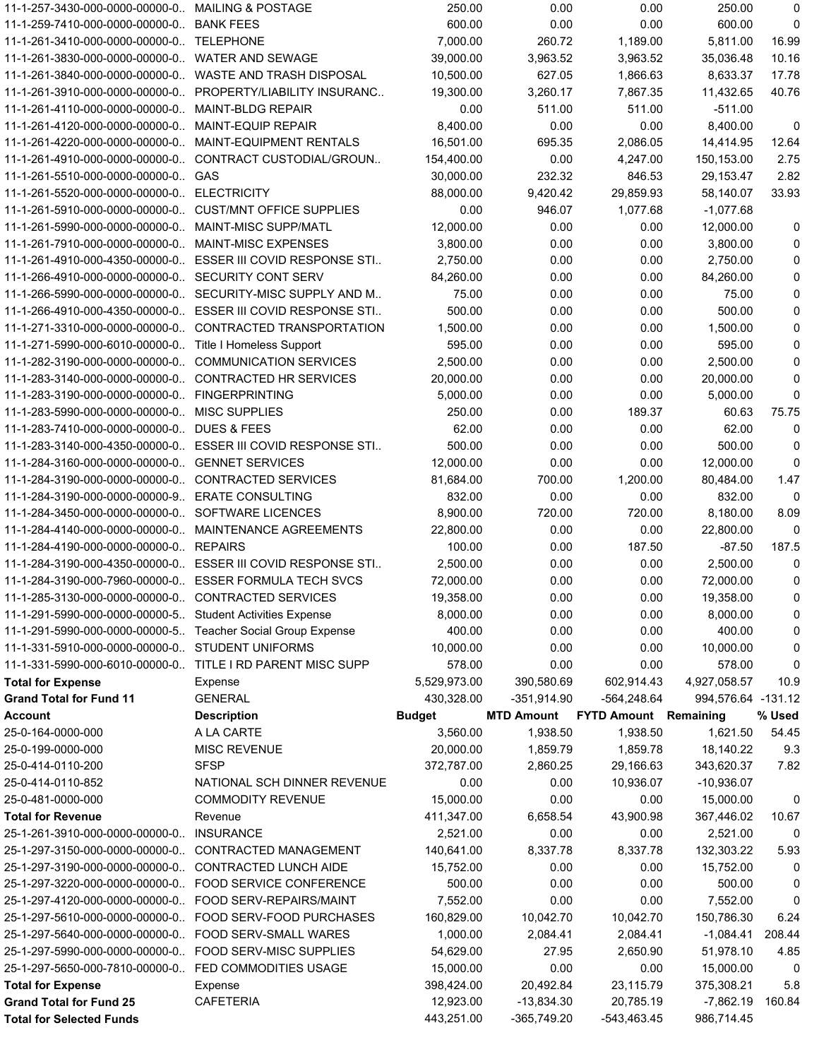| Account | Description | Budget | MTD Amount | FYTD Amount | Remaining | % Used |
|---|---|---|---|---|---|---|
| 11-1-257-3430-000-0000-00000-0.. | MAILING & POSTAGE | 250.00 | 0.00 | 0.00 | 250.00 | 0 |
| 11-1-259-7410-000-0000-00000-0.. | BANK FEES | 600.00 | 0.00 | 0.00 | 600.00 | 0 |
| 11-1-261-3410-000-0000-00000-0.. | TELEPHONE | 7,000.00 | 260.72 | 1,189.00 | 5,811.00 | 16.99 |
| 11-1-261-3830-000-0000-00000-0.. | WATER AND SEWAGE | 39,000.00 | 3,963.52 | 3,963.52 | 35,036.48 | 10.16 |
| 11-1-261-3840-000-0000-00000-0.. | WASTE AND TRASH DISPOSAL | 10,500.00 | 627.05 | 1,866.63 | 8,633.37 | 17.78 |
| 11-1-261-3910-000-0000-00000-0.. | PROPERTY/LIABILITY INSURANC.. | 19,300.00 | 3,260.17 | 7,867.35 | 11,432.65 | 40.76 |
| 11-1-261-4110-000-0000-00000-0.. | MAINT-BLDG REPAIR | 0.00 | 511.00 | 511.00 | -511.00 | |
| 11-1-261-4120-000-0000-00000-0.. | MAINT-EQUIP REPAIR | 8,400.00 | 0.00 | 0.00 | 8,400.00 | 0 |
| 11-1-261-4220-000-0000-00000-0.. | MAINT-EQUIPMENT RENTALS | 16,501.00 | 695.35 | 2,086.05 | 14,414.95 | 12.64 |
| 11-1-261-4910-000-0000-00000-0.. | CONTRACT CUSTODIAL/GROUN.. | 154,400.00 | 0.00 | 4,247.00 | 150,153.00 | 2.75 |
| 11-1-261-5510-000-0000-00000-0.. | GAS | 30,000.00 | 232.32 | 846.53 | 29,153.47 | 2.82 |
| 11-1-261-5520-000-0000-00000-0.. | ELECTRICITY | 88,000.00 | 9,420.42 | 29,859.93 | 58,140.07 | 33.93 |
| 11-1-261-5910-000-0000-00000-0.. | CUST/MNT OFFICE SUPPLIES | 0.00 | 946.07 | 1,077.68 | -1,077.68 | |
| 11-1-261-5990-000-0000-00000-0.. | MAINT-MISC SUPP/MATL | 12,000.00 | 0.00 | 0.00 | 12,000.00 | 0 |
| 11-1-261-7910-000-0000-00000-0.. | MAINT-MISC EXPENSES | 3,800.00 | 0.00 | 0.00 | 3,800.00 | 0 |
| 11-1-261-4910-000-4350-00000-0.. | ESSER III COVID RESPONSE STI.. | 2,750.00 | 0.00 | 0.00 | 2,750.00 | 0 |
| 11-1-266-4910-000-0000-00000-0.. | SECURITY CONT SERV | 84,260.00 | 0.00 | 0.00 | 84,260.00 | 0 |
| 11-1-266-5990-000-0000-00000-0.. | SECURITY-MISC SUPPLY AND M.. | 75.00 | 0.00 | 0.00 | 75.00 | 0 |
| 11-1-266-4910-000-4350-00000-0.. | ESSER III COVID RESPONSE STI.. | 500.00 | 0.00 | 0.00 | 500.00 | 0 |
| 11-1-271-3310-000-0000-00000-0.. | CONTRACTED TRANSPORTATION | 1,500.00 | 0.00 | 0.00 | 1,500.00 | 0 |
| 11-1-271-5990-000-6010-00000-0.. | Title I Homeless Support | 595.00 | 0.00 | 0.00 | 595.00 | 0 |
| 11-1-282-3190-000-0000-00000-0.. | COMMUNICATION SERVICES | 2,500.00 | 0.00 | 0.00 | 2,500.00 | 0 |
| 11-1-283-3140-000-0000-00000-0.. | CONTRACTED HR SERVICES | 20,000.00 | 0.00 | 0.00 | 20,000.00 | 0 |
| 11-1-283-3190-000-0000-00000-0.. | FINGERPRINTING | 5,000.00 | 0.00 | 0.00 | 5,000.00 | 0 |
| 11-1-283-5990-000-0000-00000-0.. | MISC SUPPLIES | 250.00 | 0.00 | 189.37 | 60.63 | 75.75 |
| 11-1-283-7410-000-0000-00000-0.. | DUES & FEES | 62.00 | 0.00 | 0.00 | 62.00 | 0 |
| 11-1-283-3140-000-4350-00000-0.. | ESSER III COVID RESPONSE STI.. | 500.00 | 0.00 | 0.00 | 500.00 | 0 |
| 11-1-284-3160-000-0000-00000-0.. | GENNET SERVICES | 12,000.00 | 0.00 | 0.00 | 12,000.00 | 0 |
| 11-1-284-3190-000-0000-00000-0.. | CONTRACTED SERVICES | 81,684.00 | 700.00 | 1,200.00 | 80,484.00 | 1.47 |
| 11-1-284-3190-000-0000-00000-9.. | ERATE CONSULTING | 832.00 | 0.00 | 0.00 | 832.00 | 0 |
| 11-1-284-3450-000-0000-00000-0.. | SOFTWARE LICENCES | 8,900.00 | 720.00 | 720.00 | 8,180.00 | 8.09 |
| 11-1-284-4140-000-0000-00000-0.. | MAINTENANCE AGREEMENTS | 22,800.00 | 0.00 | 0.00 | 22,800.00 | 0 |
| 11-1-284-4190-000-0000-00000-0.. | REPAIRS | 100.00 | 0.00 | 187.50 | -87.50 | 187.5 |
| 11-1-284-3190-000-4350-00000-0.. | ESSER III COVID RESPONSE STI.. | 2,500.00 | 0.00 | 0.00 | 2,500.00 | 0 |
| 11-1-284-3190-000-7960-00000-0.. | ESSER FORMULA TECH SVCS | 72,000.00 | 0.00 | 0.00 | 72,000.00 | 0 |
| 11-1-285-3130-000-0000-00000-0.. | CONTRACTED SERVICES | 19,358.00 | 0.00 | 0.00 | 19,358.00 | 0 |
| 11-1-291-5990-000-0000-00000-5.. | Student Activities Expense | 8,000.00 | 0.00 | 0.00 | 8,000.00 | 0 |
| 11-1-291-5990-000-0000-00000-5.. | Teacher Social Group Expense | 400.00 | 0.00 | 0.00 | 400.00 | 0 |
| 11-1-331-5910-000-0000-00000-0.. | STUDENT UNIFORMS | 10,000.00 | 0.00 | 0.00 | 10,000.00 | 0 |
| 11-1-331-5990-000-6010-00000-0.. | TITLE I RD PARENT MISC SUPP | 578.00 | 0.00 | 0.00 | 578.00 | 0 |
| **Total for Expense** | Expense | 5,529,973.00 | 390,580.69 | 602,914.43 | 4,927,058.57 | 10.9 |
| **Grand Total for Fund 11** | GENERAL | 430,328.00 | -351,914.90 | -564,248.64 | 994,576.64 | -131.12 |
| **Account** | **Description** | **Budget** | **MTD Amount** | **FYTD Amount** | **Remaining** | **% Used** |
| 25-0-164-0000-000 | A LA CARTE | 3,560.00 | 1,938.50 | 1,938.50 | 1,621.50 | 54.45 |
| 25-0-199-0000-000 | MISC REVENUE | 20,000.00 | 1,859.79 | 1,859.78 | 18,140.22 | 9.3 |
| 25-0-414-0110-200 | SFSP | 372,787.00 | 2,860.25 | 29,166.63 | 343,620.37 | 7.82 |
| 25-0-414-0110-852 | NATIONAL SCH DINNER REVENUE | 0.00 | 0.00 | 10,936.07 | -10,936.07 | |
| 25-0-481-0000-000 | COMMODITY REVENUE | 15,000.00 | 0.00 | 0.00 | 15,000.00 | 0 |
| **Total for Revenue** | Revenue | 411,347.00 | 6,658.54 | 43,900.98 | 367,446.02 | 10.67 |
| 25-1-261-3910-000-0000-00000-0.. | INSURANCE | 2,521.00 | 0.00 | 0.00 | 2,521.00 | 0 |
| 25-1-297-3150-000-0000-00000-0.. | CONTRACTED MANAGEMENT | 140,641.00 | 8,337.78 | 8,337.78 | 132,303.22 | 5.93 |
| 25-1-297-3190-000-0000-00000-0.. | CONTRACTED LUNCH AIDE | 15,752.00 | 0.00 | 0.00 | 15,752.00 | 0 |
| 25-1-297-3220-000-0000-00000-0.. | FOOD SERVICE CONFERENCE | 500.00 | 0.00 | 0.00 | 500.00 | 0 |
| 25-1-297-4120-000-0000-00000-0.. | FOOD SERV-REPAIRS/MAINT | 7,552.00 | 0.00 | 0.00 | 7,552.00 | 0 |
| 25-1-297-5610-000-0000-00000-0.. | FOOD SERV-FOOD PURCHASES | 160,829.00 | 10,042.70 | 10,042.70 | 150,786.30 | 6.24 |
| 25-1-297-5640-000-0000-00000-0.. | FOOD SERV-SMALL WARES | 1,000.00 | 2,084.41 | 2,084.41 | -1,084.41 | 208.44 |
| 25-1-297-5990-000-0000-00000-0.. | FOOD SERV-MISC SUPPLIES | 54,629.00 | 27.95 | 2,650.90 | 51,978.10 | 4.85 |
| 25-1-297-5650-000-7810-00000-0.. | FED COMMODITIES USAGE | 15,000.00 | 0.00 | 0.00 | 15,000.00 | 0 |
| **Total for Expense** | Expense | 398,424.00 | 20,492.84 | 23,115.79 | 375,308.21 | 5.8 |
| **Grand Total for Fund 25** | CAFETERIA | 12,923.00 | -13,834.30 | 20,785.19 | -7,862.19 | 160.84 |
| **Total for Selected Funds** | | 443,251.00 | -365,749.20 | -543,463.45 | 986,714.45 | |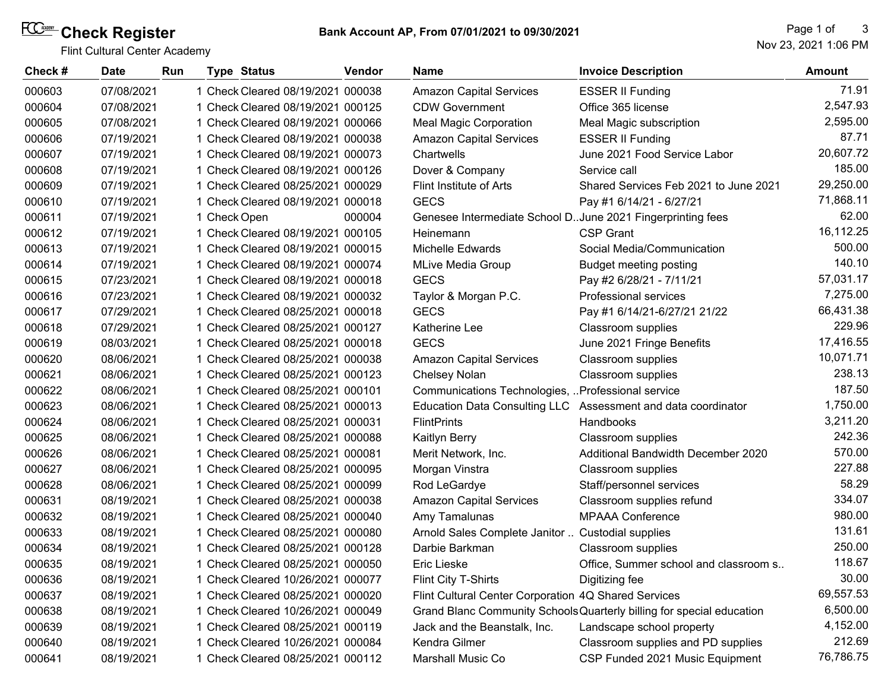# Check Register

Flint Cultural Center Academy

**Bank Account AP, From 07/01/2021 to 09/30/2021**

Nov 23, 2021 1:06 PM

| Check # | Date | Run | Type | Status | Vendor | Name | Invoice Description | Amount |
|---|---|---|---|---|---|---|---|---|
| 000603 | 07/08/2021 | 1 | Check | Cleared 08/19/2021 | 000038 | Amazon Capital Services | ESSER II Funding | 71.91 |
| 000604 | 07/08/2021 | 1 | Check | Cleared 08/19/2021 | 000125 | CDW Government | Office 365 license | 2,547.93 |
| 000605 | 07/08/2021 | 1 | Check | Cleared 08/19/2021 | 000066 | Meal Magic Corporation | Meal Magic subscription | 2,595.00 |
| 000606 | 07/19/2021 | 1 | Check | Cleared 08/19/2021 | 000038 | Amazon Capital Services | ESSER II Funding | 87.71 |
| 000607 | 07/19/2021 | 1 | Check | Cleared 08/19/2021 | 000073 | Chartwells | June 2021 Food Service Labor | 20,607.72 |
| 000608 | 07/19/2021 | 1 | Check | Cleared 08/19/2021 | 000126 | Dover & Company | Service call | 185.00 |
| 000609 | 07/19/2021 | 1 | Check | Cleared 08/25/2021 | 000029 | Flint Institute of Arts | Shared Services Feb 2021 to June 2021 | 29,250.00 |
| 000610 | 07/19/2021 | 1 | Check | Cleared 08/19/2021 | 000018 | GECS | Pay #1 6/14/21 - 6/27/21 | 71,868.11 |
| 000611 | 07/19/2021 | 1 | Check | Open | 000004 | Genesee Intermediate School D.. | June 2021 Fingerprinting fees | 62.00 |
| 000612 | 07/19/2021 | 1 | Check | Cleared 08/19/2021 | 000105 | Heinemann | CSP Grant | 16,112.25 |
| 000613 | 07/19/2021 | 1 | Check | Cleared 08/19/2021 | 000015 | Michelle Edwards | Social Media/Communication | 500.00 |
| 000614 | 07/19/2021 | 1 | Check | Cleared 08/19/2021 | 000074 | MLive Media Group | Budget meeting posting | 140.10 |
| 000615 | 07/23/2021 | 1 | Check | Cleared 08/19/2021 | 000018 | GECS | Pay #2 6/28/21 - 7/11/21 | 57,031.17 |
| 000616 | 07/23/2021 | 1 | Check | Cleared 08/19/2021 | 000032 | Taylor & Morgan P.C. | Professional services | 7,275.00 |
| 000617 | 07/29/2021 | 1 | Check | Cleared 08/25/2021 | 000018 | GECS | Pay #1 6/14/21-6/27/21 21/22 | 66,431.38 |
| 000618 | 07/29/2021 | 1 | Check | Cleared 08/25/2021 | 000127 | Katherine Lee | Classroom supplies | 229.96 |
| 000619 | 08/03/2021 | 1 | Check | Cleared 08/25/2021 | 000018 | GECS | June 2021 Fringe Benefits | 17,416.55 |
| 000620 | 08/06/2021 | 1 | Check | Cleared 08/25/2021 | 000038 | Amazon Capital Services | Classroom supplies | 10,071.71 |
| 000621 | 08/06/2021 | 1 | Check | Cleared 08/25/2021 | 000123 | Chelsey Nolan | Classroom supplies | 238.13 |
| 000622 | 08/06/2021 | 1 | Check | Cleared 08/25/2021 | 000101 | Communications Technologies, .. | Professional service | 187.50 |
| 000623 | 08/06/2021 | 1 | Check | Cleared 08/25/2021 | 000013 | Education Data Consulting LLC | Assessment and data coordinator | 1,750.00 |
| 000624 | 08/06/2021 | 1 | Check | Cleared 08/25/2021 | 000031 | FlintPrints | Handbooks | 3,211.20 |
| 000625 | 08/06/2021 | 1 | Check | Cleared 08/25/2021 | 000088 | Kaitlyn Berry | Classroom supplies | 242.36 |
| 000626 | 08/06/2021 | 1 | Check | Cleared 08/25/2021 | 000081 | Merit Network, Inc. | Additional Bandwidth December 2020 | 570.00 |
| 000627 | 08/06/2021 | 1 | Check | Cleared 08/25/2021 | 000095 | Morgan Vinstra | Classroom supplies | 227.88 |
| 000628 | 08/06/2021 | 1 | Check | Cleared 08/25/2021 | 000099 | Rod LeGardye | Staff/personnel services | 58.29 |
| 000631 | 08/19/2021 | 1 | Check | Cleared 08/25/2021 | 000038 | Amazon Capital Services | Classroom supplies refund | 334.07 |
| 000632 | 08/19/2021 | 1 | Check | Cleared 08/25/2021 | 000040 | Amy Tamalunas | MPAAA Conference | 980.00 |
| 000633 | 08/19/2021 | 1 | Check | Cleared 08/25/2021 | 000080 | Arnold Sales Complete Janitor .. | Custodial supplies | 131.61 |
| 000634 | 08/19/2021 | 1 | Check | Cleared 08/25/2021 | 000128 | Darbie Barkman | Classroom supplies | 250.00 |
| 000635 | 08/19/2021 | 1 | Check | Cleared 08/25/2021 | 000050 | Eric Lieske | Office, Summer school and classroom s.. | 118.67 |
| 000636 | 08/19/2021 | 1 | Check | Cleared 10/26/2021 | 000077 | Flint City T-Shirts | Digitizing fee | 30.00 |
| 000637 | 08/19/2021 | 1 | Check | Cleared 08/25/2021 | 000020 | Flint Cultural Center Corporation | 4Q Shared Services | 69,557.53 |
| 000638 | 08/19/2021 | 1 | Check | Cleared 10/26/2021 | 000049 | Grand Blanc Community Schools | Quarterly billing for special education | 6,500.00 |
| 000639 | 08/19/2021 | 1 | Check | Cleared 08/25/2021 | 000119 | Jack and the Beanstalk, Inc. | Landscape school property | 4,152.00 |
| 000640 | 08/19/2021 | 1 | Check | Cleared 10/26/2021 | 000084 | Kendra Gilmer | Classroom supplies and PD supplies | 212.69 |
| 000641 | 08/19/2021 | 1 | Check | Cleared 08/25/2021 | 000112 | Marshall Music Co | CSP Funded 2021 Music Equipment | 76,786.75 |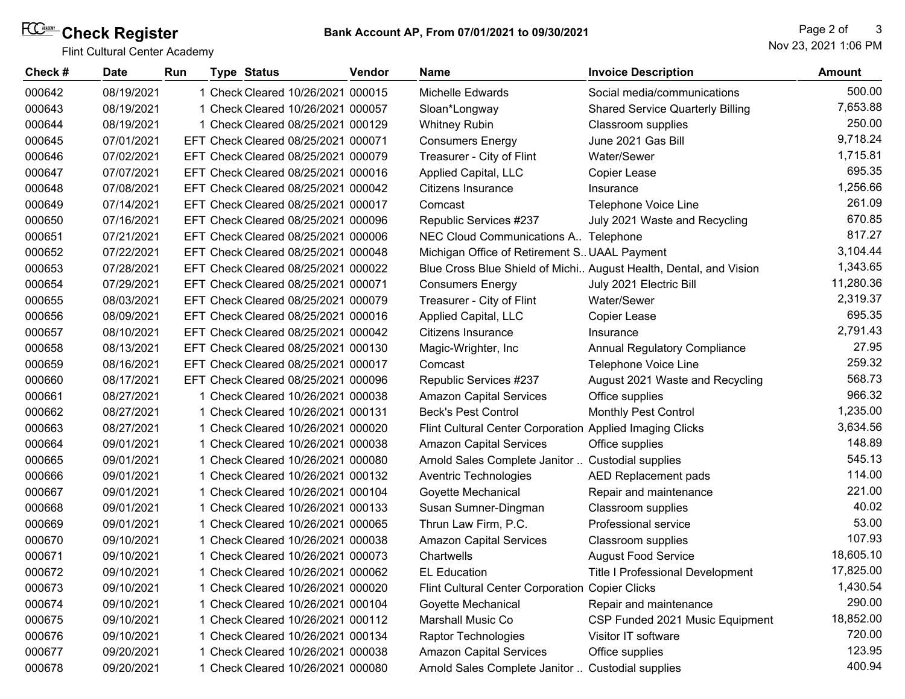# Check Register

Flint Cultural Center Academy

**Bank Account AP, From 07/01/2021 to 09/30/2021**

Nov 23, 2021 1:06 PM

| Check # | Date | Run | Type | Status | Vendor | Name | Invoice Description | Amount |
|---|---|---|---|---|---|---|---|---|
| 000642 | 08/19/2021 | 1 | Check | Cleared 10/26/2021 | 000015 | Michelle Edwards | Social media/communications | 500.00 |
| 000643 | 08/19/2021 | 1 | Check | Cleared 10/26/2021 | 000057 | Sloan*Longway | Shared Service Quarterly Billing | 7,653.88 |
| 000644 | 08/19/2021 | 1 | Check | Cleared 08/25/2021 | 000129 | Whitney Rubin | Classroom supplies | 250.00 |
| 000645 | 07/01/2021 | EFT | Check | Cleared 08/25/2021 | 000071 | Consumers Energy | June 2021 Gas Bill | 9,718.24 |
| 000646 | 07/02/2021 | EFT | Check | Cleared 08/25/2021 | 000079 | Treasurer - City of Flint | Water/Sewer | 1,715.81 |
| 000647 | 07/07/2021 | EFT | Check | Cleared 08/25/2021 | 000016 | Applied Capital, LLC | Copier Lease | 695.35 |
| 000648 | 07/08/2021 | EFT | Check | Cleared 08/25/2021 | 000042 | Citizens Insurance | Insurance | 1,256.66 |
| 000649 | 07/14/2021 | EFT | Check | Cleared 08/25/2021 | 000017 | Comcast | Telephone Voice Line | 261.09 |
| 000650 | 07/16/2021 | EFT | Check | Cleared 08/25/2021 | 000096 | Republic Services #237 | July 2021 Waste and Recycling | 670.85 |
| 000651 | 07/21/2021 | EFT | Check | Cleared 08/25/2021 | 000006 | NEC Cloud Communications A.. | Telephone | 817.27 |
| 000652 | 07/22/2021 | EFT | Check | Cleared 08/25/2021 | 000048 | Michigan Office of Retirement S.. | UAAL Payment | 3,104.44 |
| 000653 | 07/28/2021 | EFT | Check | Cleared 08/25/2021 | 000022 | Blue Cross Blue Shield of Michi.. | August Health, Dental, and Vision | 1,343.65 |
| 000654 | 07/29/2021 | EFT | Check | Cleared 08/25/2021 | 000071 | Consumers Energy | July 2021 Electric Bill | 11,280.36 |
| 000655 | 08/03/2021 | EFT | Check | Cleared 08/25/2021 | 000079 | Treasurer - City of Flint | Water/Sewer | 2,319.37 |
| 000656 | 08/09/2021 | EFT | Check | Cleared 08/25/2021 | 000016 | Applied Capital, LLC | Copier Lease | 695.35 |
| 000657 | 08/10/2021 | EFT | Check | Cleared 08/25/2021 | 000042 | Citizens Insurance | Insurance | 2,791.43 |
| 000658 | 08/13/2021 | EFT | Check | Cleared 08/25/2021 | 000130 | Magic-Wrighter, Inc | Annual Regulatory Compliance | 27.95 |
| 000659 | 08/16/2021 | EFT | Check | Cleared 08/25/2021 | 000017 | Comcast | Telephone Voice Line | 259.32 |
| 000660 | 08/17/2021 | EFT | Check | Cleared 08/25/2021 | 000096 | Republic Services #237 | August 2021 Waste and Recycling | 568.73 |
| 000661 | 08/27/2021 | 1 | Check | Cleared 10/26/2021 | 000038 | Amazon Capital Services | Office supplies | 966.32 |
| 000662 | 08/27/2021 | 1 | Check | Cleared 10/26/2021 | 000131 | Beck's Pest Control | Monthly Pest Control | 1,235.00 |
| 000663 | 08/27/2021 | 1 | Check | Cleared 10/26/2021 | 000020 | Flint Cultural Center Corporation | Applied Imaging Clicks | 3,634.56 |
| 000664 | 09/01/2021 | 1 | Check | Cleared 10/26/2021 | 000038 | Amazon Capital Services | Office supplies | 148.89 |
| 000665 | 09/01/2021 | 1 | Check | Cleared 10/26/2021 | 000080 | Arnold Sales Complete Janitor .. | Custodial supplies | 545.13 |
| 000666 | 09/01/2021 | 1 | Check | Cleared 10/26/2021 | 000132 | Aventric Technologies | AED Replacement pads | 114.00 |
| 000667 | 09/01/2021 | 1 | Check | Cleared 10/26/2021 | 000104 | Goyette Mechanical | Repair and maintenance | 221.00 |
| 000668 | 09/01/2021 | 1 | Check | Cleared 10/26/2021 | 000133 | Susan Sumner-Dingman | Classroom supplies | 40.02 |
| 000669 | 09/01/2021 | 1 | Check | Cleared 10/26/2021 | 000065 | Thrun Law Firm, P.C. | Professional service | 53.00 |
| 000670 | 09/10/2021 | 1 | Check | Cleared 10/26/2021 | 000038 | Amazon Capital Services | Classroom supplies | 107.93 |
| 000671 | 09/10/2021 | 1 | Check | Cleared 10/26/2021 | 000073 | Chartwells | August Food Service | 18,605.10 |
| 000672 | 09/10/2021 | 1 | Check | Cleared 10/26/2021 | 000062 | EL Education | Title I Professional Development | 17,825.00 |
| 000673 | 09/10/2021 | 1 | Check | Cleared 10/26/2021 | 000020 | Flint Cultural Center Corporation | Copier Clicks | 1,430.54 |
| 000674 | 09/10/2021 | 1 | Check | Cleared 10/26/2021 | 000104 | Goyette Mechanical | Repair and maintenance | 290.00 |
| 000675 | 09/10/2021 | 1 | Check | Cleared 10/26/2021 | 000112 | Marshall Music Co | CSP Funded 2021 Music Equipment | 18,852.00 |
| 000676 | 09/10/2021 | 1 | Check | Cleared 10/26/2021 | 000134 | Raptor Technologies | Visitor IT software | 720.00 |
| 000677 | 09/20/2021 | 1 | Check | Cleared 10/26/2021 | 000038 | Amazon Capital Services | Office supplies | 123.95 |
| 000678 | 09/20/2021 | 1 | Check | Cleared 10/26/2021 | 000080 | Arnold Sales Complete Janitor .. | Custodial supplies | 400.94 |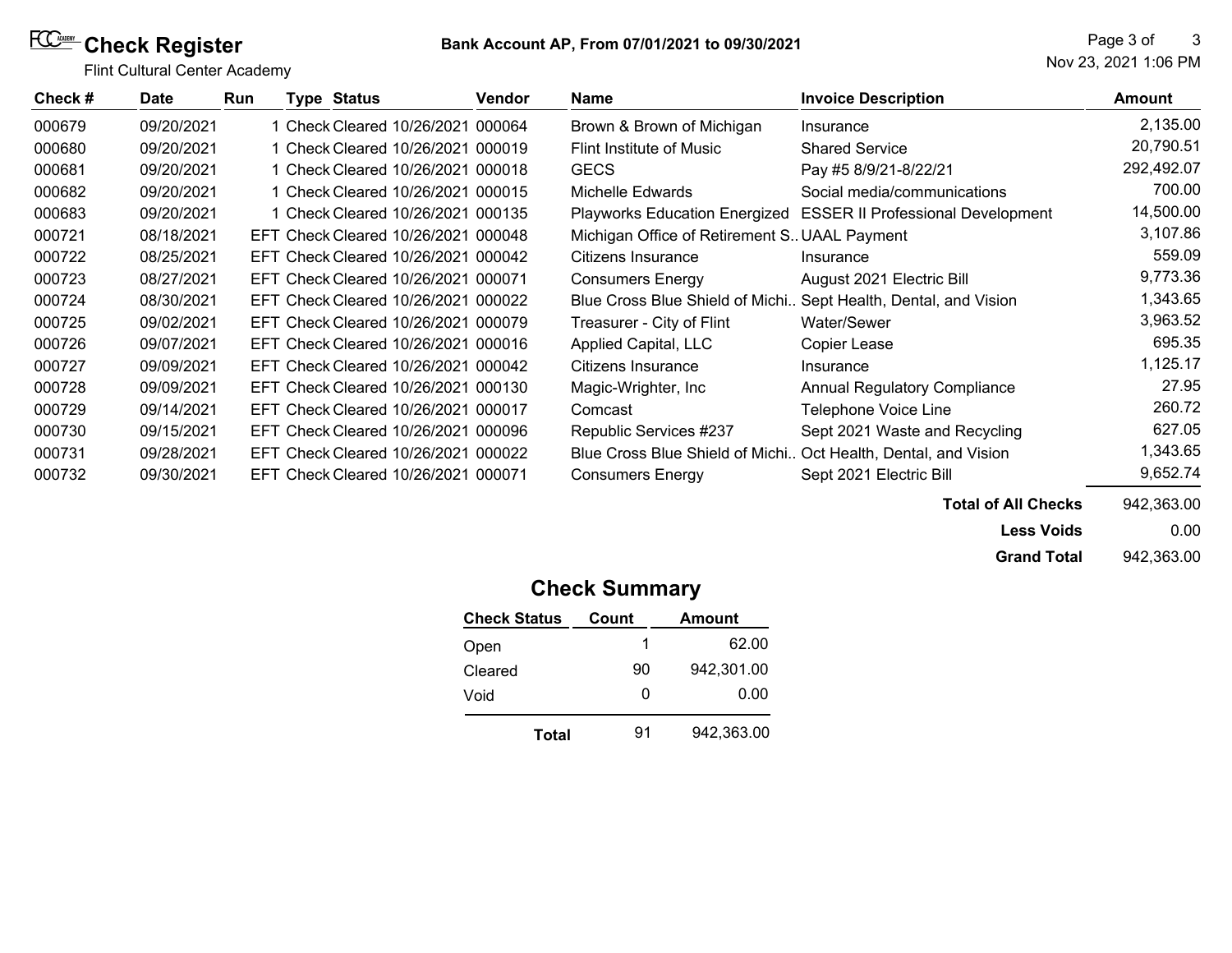# Check Register

Flint Cultural Center Academy

**Bank Account AP, From 07/01/2021 to 09/30/2021**

Nov 23, 2021 1:06 PM

| Check # | Date | Run | Type | Status | Vendor | Name | Invoice Description | Amount |
|---|---|---|---|---|---|---|---|---|
| 000679 | 09/20/2021 | 1 | Check | Cleared 10/26/2021 | 000064 | Brown & Brown of Michigan | Insurance | 2,135.00 |
| 000680 | 09/20/2021 | 1 | Check | Cleared 10/26/2021 | 000019 | Flint Institute of Music | Shared Service | 20,790.51 |
| 000681 | 09/20/2021 | 1 | Check | Cleared 10/26/2021 | 000018 | GECS | Pay #5 8/9/21-8/22/21 | 292,492.07 |
| 000682 | 09/20/2021 | 1 | Check | Cleared 10/26/2021 | 000015 | Michelle Edwards | Social media/communications | 700.00 |
| 000683 | 09/20/2021 | 1 | Check | Cleared 10/26/2021 | 000135 | Playworks Education Energized | ESSER II Professional Development | 14,500.00 |
| 000721 | 08/18/2021 | EFT | Check | Cleared 10/26/2021 | 000048 | Michigan Office of Retirement S.. | UAAL Payment | 3,107.86 |
| 000722 | 08/25/2021 | EFT | Check | Cleared 10/26/2021 | 000042 | Citizens Insurance | Insurance | 559.09 |
| 000723 | 08/27/2021 | EFT | Check | Cleared 10/26/2021 | 000071 | Consumers Energy | August 2021 Electric Bill | 9,773.36 |
| 000724 | 08/30/2021 | EFT | Check | Cleared 10/26/2021 | 000022 | Blue Cross Blue Shield of Michi.. | Sept Health, Dental, and Vision | 1,343.65 |
| 000725 | 09/02/2021 | EFT | Check | Cleared 10/26/2021 | 000079 | Treasurer - City of Flint | Water/Sewer | 3,963.52 |
| 000726 | 09/07/2021 | EFT | Check | Cleared 10/26/2021 | 000016 | Applied Capital, LLC | Copier Lease | 695.35 |
| 000727 | 09/09/2021 | EFT | Check | Cleared 10/26/2021 | 000042 | Citizens Insurance | Insurance | 1,125.17 |
| 000728 | 09/09/2021 | EFT | Check | Cleared 10/26/2021 | 000130 | Magic-Wrighter, Inc | Annual Regulatory Compliance | 27.95 |
| 000729 | 09/14/2021 | EFT | Check | Cleared 10/26/2021 | 000017 | Comcast | Telephone Voice Line | 260.72 |
| 000730 | 09/15/2021 | EFT | Check | Cleared 10/26/2021 | 000096 | Republic Services #237 | Sept 2021 Waste and Recycling | 627.05 |
| 000731 | 09/28/2021 | EFT | Check | Cleared 10/26/2021 | 000022 | Blue Cross Blue Shield of Michi.. | Oct Health, Dental, and Vision | 1,343.65 |
| 000732 | 09/30/2021 | EFT | Check | Cleared 10/26/2021 | 000071 | Consumers Energy | Sept 2021 Electric Bill | 9,652.74 |
| | | | | | | | **Total of All Checks** | 942,363.00 |
| | | | | | | | **Less Voids** | 0.00 |
| | | | | | | | **Grand Total** | 942,363.00 |

## Check Summary

| Check Status | Count | Amount |
|---|---|---|
| Open | 1 | 62.00 |
| Cleared | 90 | 942,301.00 |
| Void | 0 | 0.00 |
| **Total** | 91 | 942,363.00 |